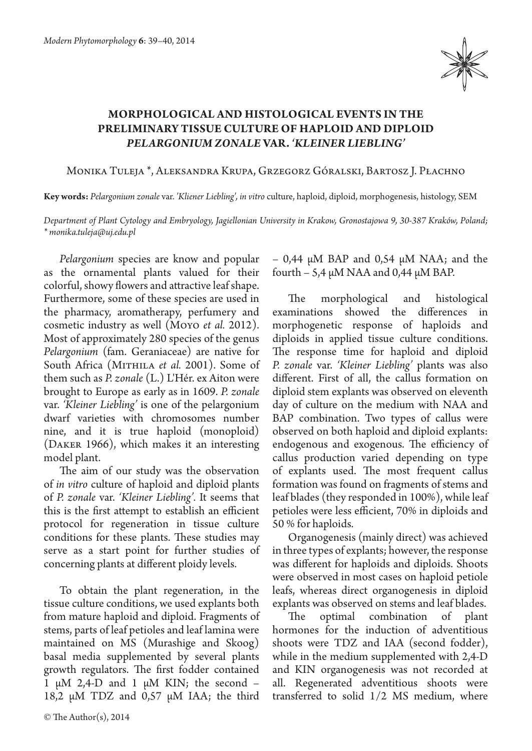# MORPHOLOGICAL AND HISTOLOGICAL EVENTS IN THE PRELIMINARY TISSUE CULTURE OF HAPLOID AND DIPLOID *PELARGONIUM ZONALE* VAR. *'KLEINER LIEBLING'*

Monika Tuleja *, Aleksandra Krupa, Grzegorz Góralski, Bartosz J. Płachno

**Key words:** *Pelargonium zonale* var. *'Kliener Liebling', in vitro* culture, haploid, diploid, morphogenesis, histology, SEM

*Department of Plant Cytology and Embryology, Jagiellonian University in Krakow, Gronostajowa 9, 30-387 Kraków, Poland; * monika.tuleja@uj.edu.pl*

*Pelargonium* species are know and popular as the ornamental plants valued for their colorful, showy flowers and attractive leaf shape. Furthermore, some of these species are used in the pharmacy, aromatherapy, perfumery and cosmetic industry as well (Moyo *et al.* 2012). Most of approximately 280 species of the genus *Pelargonium* (fam. Geraniaceae) are native for South Africa (Mithila *et al.* 2001). Some of them such as *P. zonale* (L.) L'Hér. ex Aiton were brought to Europe as early as in 1609. *P. zonale* var. *'Kleiner Liebling'* is one of the pelargonium dwarf varieties with chromosomes number nine, and it is true haploid (monoploid) (Daker 1966), which makes it an interesting model plant.

The aim of our study was the observation of *in vitro* culture of haploid and diploid plants of *P. zonale* var. *'Kleiner Liebling'*. It seems that this is the first attempt to establish an efficient protocol for regeneration in tissue culture conditions for these plants. These studies may serve as a start point for further studies of concerning plants at different ploidy levels.

To obtain the plant regeneration, in the tissue culture conditions, we used explants both from mature haploid and diploid. Fragments of stems, parts of leaf petioles and leaf lamina were maintained on MS (Murashige and Skoog) basal media supplemented by several plants growth regulators. The first fodder contained 1 μM 2,4-D and 1 μM KIN; the second – 18,2 μM TDZ and 0,57 μM IAA; the third – 0,44 μM BAP and 0,54 μM NAA; and the fourth – 5,4 μM NAA and 0,44 μM BAP.

The morphological and histological examinations showed the differences in morphogenetic response of haploids and diploids in applied tissue culture conditions. The response time for haploid and diploid *P. zonale* var. *'Kleiner Liebling'* plants was also different. First of all, the callus formation on diploid stem explants was observed on eleventh day of culture on the medium with NAA and BAP combination. Two types of callus were observed on both haploid and diploid explants: endogenous and exogenous. The efficiency of callus production varied depending on type of explants used. The most frequent callus formation was found on fragments of stems and leaf blades (they responded in 100%), while leaf petioles were less efficient, 70% in diploids and 50 % for haploids.

Organogenesis (mainly direct) was achieved in three types of explants; however, the response was different for haploids and diploids. Shoots were observed in most cases on haploid petiole leafs, whereas direct organogenesis in diploid explants was observed on stems and leaf blades.

The optimal combination of plant hormones for the induction of adventitious shoots were TDZ and IAA (second fodder), while in the medium supplemented with 2,4-D and KIN organogenesis was not recorded at all. Regenerated adventitious shoots were transferred to solid 1/2 MS medium, where

© The Author(s), 2014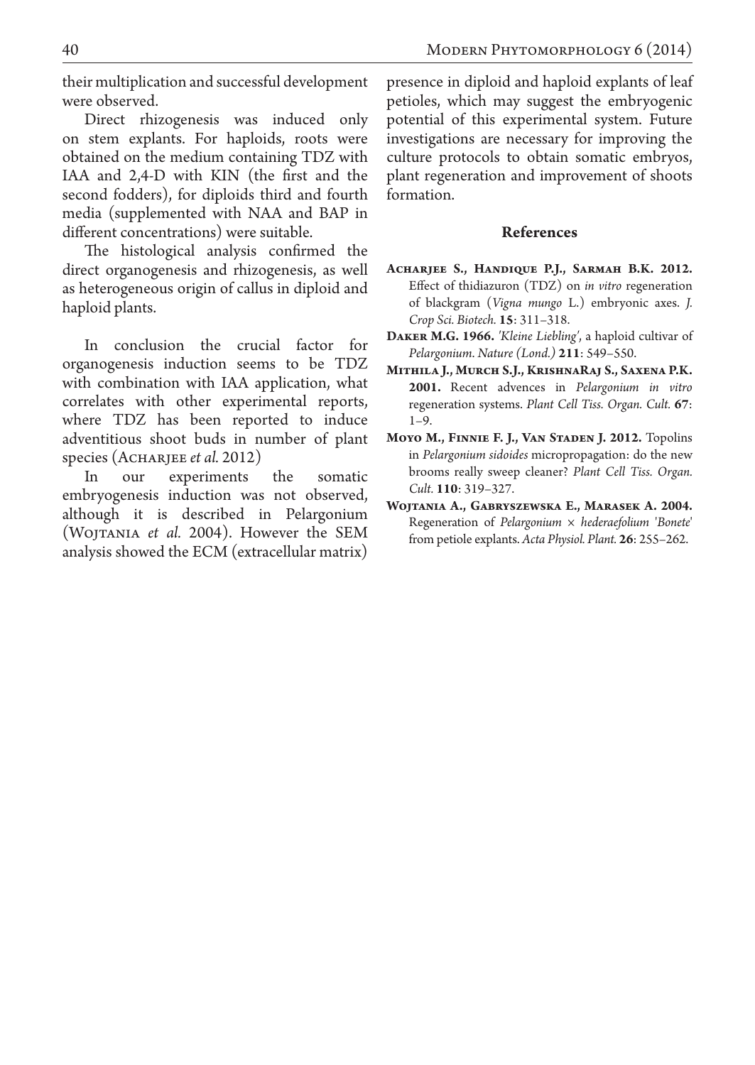their multiplication and successful development were observed.

Direct rhizogenesis was induced only on stem explants. For haploids, roots were obtained on the medium containing TDZ with IAA and 2,4-D with KIN (the first and the second fodders), for diploids third and fourth media (supplemented with NAA and BAP in different concentrations) were suitable.

The histological analysis confirmed the direct organogenesis and rhizogenesis, as well as heterogeneous origin of callus in diploid and haploid plants.

In conclusion the crucial factor for organogenesis induction seems to be TDZ with combination with IAA application, what correlates with other experimental reports, where TDZ has been reported to induce adventitious shoot buds in number of plant species (Acharjee *et al.* 2012)

In our experiments the somatic embryogenesis induction was not observed, although it is described in Pelargonium (Wojtania *et al.* 2004). However the SEM analysis showed the ECM (extracellular matrix) presence in diploid and haploid explants of leaf petioles, which may suggest the embryogenic potential of this experimental system. Future investigations are necessary for improving the culture protocols to obtain somatic embryos, plant regeneration and improvement of shoots formation.

## References

**Acharjee S., Handique P.J., Sarmah B.K. 2012.** Effect of thidiazuron (TDZ) on *in vitro* regeneration of blackgram (*Vigna mungo* L.) embryonic axes. *J. Crop Sci. Biotech.* **15**: 311–318.

**Daker M.G. 1966.** *'Kleine Liebling'*, a haploid cultivar of *Pelargonium*. *Nature (Lond.)* **211**: 549–550.

**Mithila J., Murch S.J., KrishnaRaj S., Saxena P.K. 2001.** Recent advences in *Pelargonium in vitro* regeneration systems. *Plant Cell Tiss. Organ. Cult.* **67**: 1–9.

**Moyo M., Finnie F. J., Van Staden J. 2012.** Topolins in *Pelargonium sidoides* micropropagation: do the new brooms really sweep cleaner? *Plant Cell Tiss. Organ. Cult.* **110**: 319–327.

**Wojtania A., Gabryszewska E., Marasek A. 2004.** Regeneration of *Pelargonium × hederaefolium 'Bonete'* from petiole explants. *Acta Physiol. Plant.* **26**: 255–262.